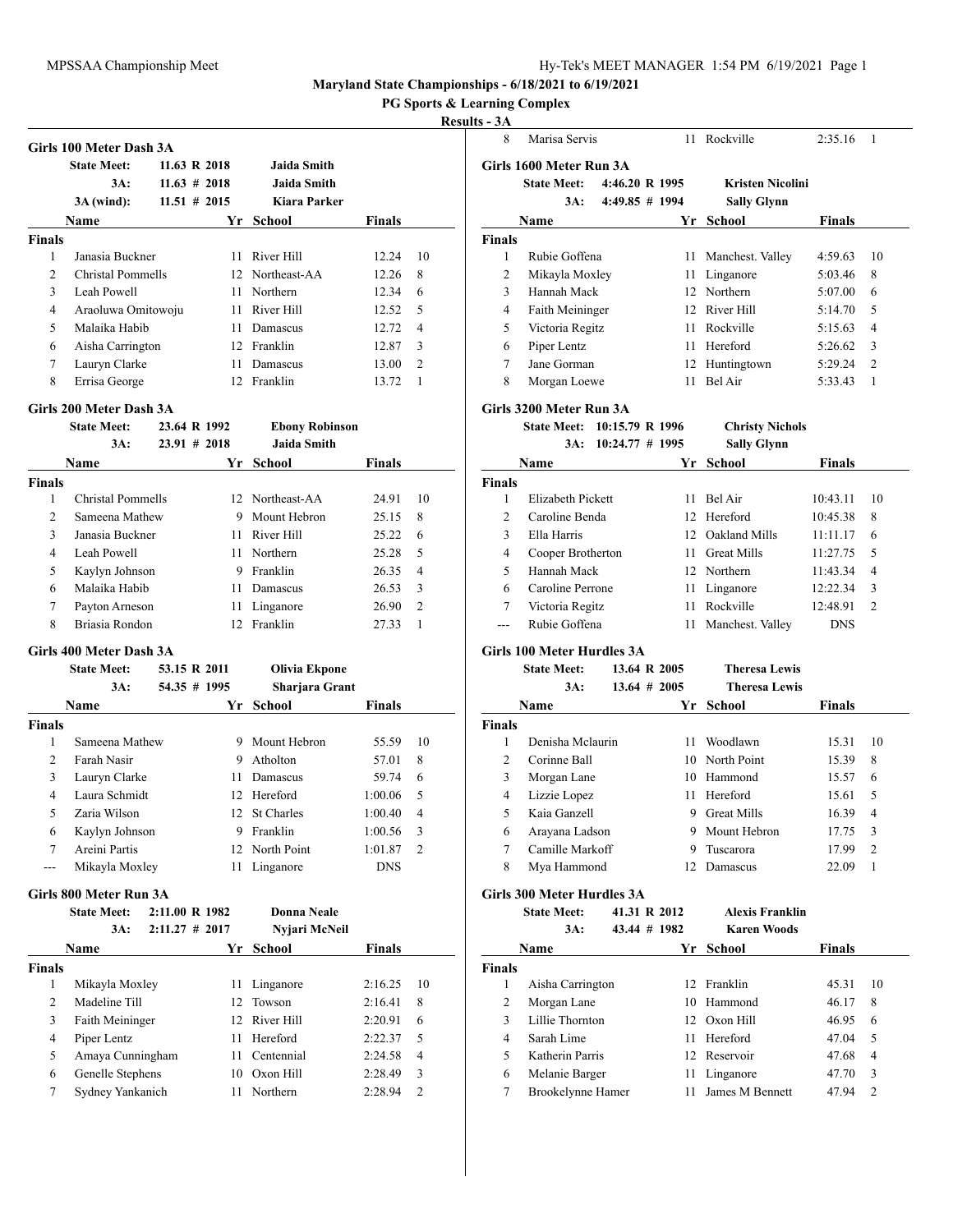Maryland State Championships - 6/18/2021 to 6/19/2021

PG Sports & Learning Complex

Results - 3A

## Girls 100 Meter Dash 3A

| | | | | |
|---|---|---|---|---|
| State Meet: | 11.63 R 2018 | Jaida Smith | | |
| 3A: | 11.63 # 2018 | Jaida Smith | | |
| 3A (wind): | 11.51 # 2015 | Kiara Parker | | |

**Finals**

| | Name | Yr | School | Finals | |
|---|---|---|---|---|---|
| 1 | Janasia Buckner | 11 | River Hill | 12.24 | 10 |
| 2 | Christal Pommells | 12 | Northeast-AA | 12.26 | 8 |
| 3 | Leah Powell | 11 | Northern | 12.34 | 6 |
| 4 | Araoluwa Omitowoju | 11 | River Hill | 12.52 | 5 |
| 5 | Malaika Habib | 11 | Damascus | 12.72 | 4 |
| 6 | Aisha Carrington | 12 | Franklin | 12.87 | 3 |
| 7 | Lauryn Clarke | 11 | Damascus | 13.00 | 2 |
| 8 | Errisa George | 12 | Franklin | 13.72 | 1 |

## Girls 200 Meter Dash 3A

| | | |
|---|---|---|
| State Meet: | 23.64 R 1992 | Ebony Robinson |
| 3A: | 23.91 # 2018 | Jaida Smith |

**Finals**

| | Name | Yr | School | Finals | |
|---|---|---|---|---|---|
| 1 | Christal Pommells | 12 | Northeast-AA | 24.91 | 10 |
| 2 | Sameena Mathew | 9 | Mount Hebron | 25.15 | 8 |
| 3 | Janasia Buckner | 11 | River Hill | 25.22 | 6 |
| 4 | Leah Powell | 11 | Northern | 25.28 | 5 |
| 5 | Kaylyn Johnson | 9 | Franklin | 26.35 | 4 |
| 6 | Malaika Habib | 11 | Damascus | 26.53 | 3 |
| 7 | Payton Arneson | 11 | Linganore | 26.90 | 2 |
| 8 | Briasia Rondon | 12 | Franklin | 27.33 | 1 |

## Girls 400 Meter Dash 3A

| | | |
|---|---|---|
| State Meet: | 53.15 R 2011 | Olivia Ekpone |
| 3A: | 54.35 # 1995 | Sharjara Grant |

**Finals**

| | Name | Yr | School | Finals | |
|---|---|---|---|---|---|
| 1 | Sameena Mathew | 9 | Mount Hebron | 55.59 | 10 |
| 2 | Farah Nasir | 9 | Atholton | 57.01 | 8 |
| 3 | Lauryn Clarke | 11 | Damascus | 59.74 | 6 |
| 4 | Laura Schmidt | 12 | Hereford | 1:00.06 | 5 |
| 5 | Zaria Wilson | 12 | St Charles | 1:00.40 | 4 |
| 6 | Kaylyn Johnson | 9 | Franklin | 1:00.56 | 3 |
| 7 | Areini Partis | 12 | North Point | 1:01.87 | 2 |
| --- | Mikayla Moxley | 11 | Linganore | DNS | |

## Girls 800 Meter Run 3A

| | | |
|---|---|---|
| State Meet: | 2:11.00 R 1982 | Donna Neale |
| 3A: | 2:11.27 # 2017 | Nyjari McNeil |

**Finals**

| | Name | Yr | School | Finals | |
|---|---|---|---|---|---|
| 1 | Mikayla Moxley | 11 | Linganore | 2:16.25 | 10 |
| 2 | Madeline Till | 12 | Towson | 2:16.41 | 8 |
| 3 | Faith Meininger | 12 | River Hill | 2:20.91 | 6 |
| 4 | Piper Lentz | 11 | Hereford | 2:22.37 | 5 |
| 5 | Amaya Cunningham | 11 | Centennial | 2:24.58 | 4 |
| 6 | Genelle Stephens | 10 | Oxon Hill | 2:28.49 | 3 |
| 7 | Sydney Yankanich | 11 | Northern | 2:28.94 | 2 |
| 8 | Marisa Servis | 11 | Rockville | 2:35.16 | 1 |

## Girls 1600 Meter Run 3A

| | | |
|---|---|---|
| State Meet: | 4:46.20 R 1995 | Kristen Nicolini |
| 3A: | 4:49.85 # 1994 | Sally Glynn |

**Finals**

| | Name | Yr | School | Finals | |
|---|---|---|---|---|---|
| 1 | Rubie Goffena | 11 | Manchest. Valley | 4:59.63 | 10 |
| 2 | Mikayla Moxley | 11 | Linganore | 5:03.46 | 8 |
| 3 | Hannah Mack | 12 | Northern | 5:07.00 | 6 |
| 4 | Faith Meininger | 12 | River Hill | 5:14.70 | 5 |
| 5 | Victoria Regitz | 11 | Rockville | 5:15.63 | 4 |
| 6 | Piper Lentz | 11 | Hereford | 5:26.62 | 3 |
| 7 | Jane Gorman | 12 | Huntingtown | 5:29.24 | 2 |
| 8 | Morgan Loewe | 11 | Bel Air | 5:33.43 | 1 |

## Girls 3200 Meter Run 3A

| | | |
|---|---|---|
| State Meet: | 10:15.79 R 1996 | Christy Nichols |
| 3A: | 10:24.77 # 1995 | Sally Glynn |

**Finals**

| | Name | Yr | School | Finals | |
|---|---|---|---|---|---|
| 1 | Elizabeth Pickett | 11 | Bel Air | 10:43.11 | 10 |
| 2 | Caroline Benda | 12 | Hereford | 10:45.38 | 8 |
| 3 | Ella Harris | 12 | Oakland Mills | 11:11.17 | 6 |
| 4 | Cooper Brotherton | 11 | Great Mills | 11:27.75 | 5 |
| 5 | Hannah Mack | 12 | Northern | 11:43.34 | 4 |
| 6 | Caroline Perrone | 11 | Linganore | 12:22.34 | 3 |
| 7 | Victoria Regitz | 11 | Rockville | 12:48.91 | 2 |
| --- | Rubie Goffena | 11 | Manchest. Valley | DNS | |

## Girls 100 Meter Hurdles 3A

| | | |
|---|---|---|
| State Meet: | 13.64 R 2005 | Theresa Lewis |
| 3A: | 13.64 # 2005 | Theresa Lewis |

**Finals**

| | Name | Yr | School | Finals | |
|---|---|---|---|---|---|
| 1 | Denisha Mclaurin | 11 | Woodlawn | 15.31 | 10 |
| 2 | Corinne Ball | 10 | North Point | 15.39 | 8 |
| 3 | Morgan Lane | 10 | Hammond | 15.57 | 6 |
| 4 | Lizzie Lopez | 11 | Hereford | 15.61 | 5 |
| 5 | Kaia Ganzell | 9 | Great Mills | 16.39 | 4 |
| 6 | Arayana Ladson | 9 | Mount Hebron | 17.75 | 3 |
| 7 | Camille Markoff | 9 | Tuscarora | 17.99 | 2 |
| 8 | Mya Hammond | 12 | Damascus | 22.09 | 1 |

## Girls 300 Meter Hurdles 3A

| | | |
|---|---|---|
| State Meet: | 41.31 R 2012 | Alexis Franklin |
| 3A: | 43.44 # 1982 | Karen Woods |

**Finals**

| | Name | Yr | School | Finals | |
|---|---|---|---|---|---|
| 1 | Aisha Carrington | 12 | Franklin | 45.31 | 10 |
| 2 | Morgan Lane | 10 | Hammond | 46.17 | 8 |
| 3 | Lillie Thornton | 12 | Oxon Hill | 46.95 | 6 |
| 4 | Sarah Lime | 11 | Hereford | 47.04 | 5 |
| 5 | Katherin Parris | 12 | Reservoir | 47.68 | 4 |
| 6 | Melanie Barger | 11 | Linganore | 47.70 | 3 |
| 7 | Brookelynne Hamer | 11 | James M Bennett | 47.94 | 2 |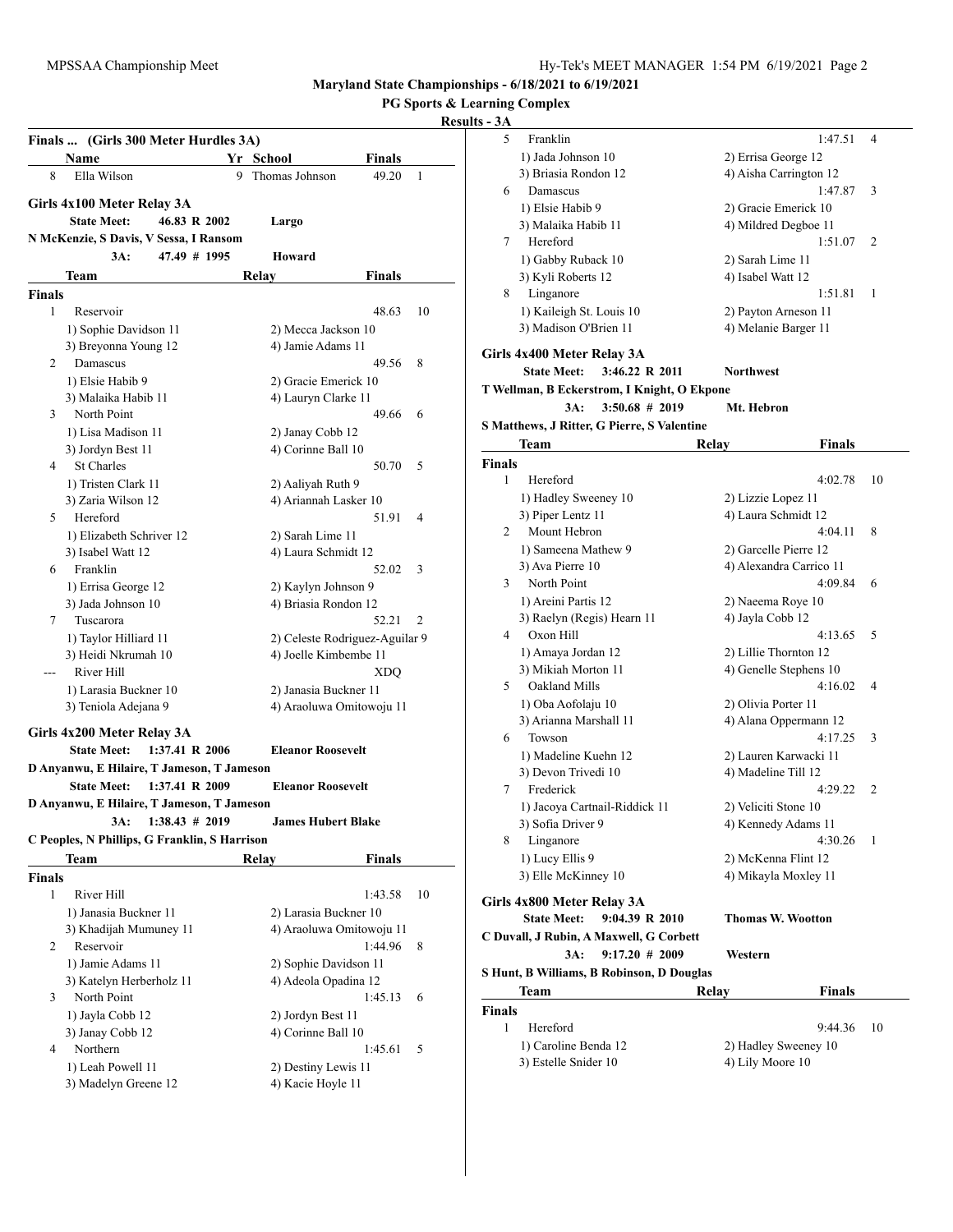**Maryland State Championships - 6/18/2021 to 6/19/2021**

**PG Sports & Learning Complex**

**Results - 3A**

### Finals ... (Girls 300 Meter Hurdles 3A)

| | Name | Yr | School | Finals | |
|---|---|---|---|---|---|
| 8 | Ella Wilson | 9 | Thomas Johnson | 49.20 | 1 |

### Girls 4x100 Meter Relay 3A

**State Meet:** 46.83 R 2002 **Largo**
**N McKenzie, S Davis, V Sessa, I Ransom**
**3A:** 47.49 # 1995 **Howard**

| | Team | Relay | Finals | |
|---|---|---|---|---|
| **Finals** | | | | |
| 1 | Reservoir | | 48.63 | 10 |
| | 1) Sophie Davidson 11 | 2) Mecca Jackson 10 | | |
| | 3) Breyonna Young 12 | 4) Jamie Adams 11 | | |
| 2 | Damascus | | 49.56 | 8 |
| | 1) Elsie Habib 9 | 2) Gracie Emerick 10 | | |
| | 3) Malaika Habib 11 | 4) Lauryn Clarke 11 | | |
| 3 | North Point | | 49.66 | 6 |
| | 1) Lisa Madison 11 | 2) Janay Cobb 12 | | |
| | 3) Jordyn Best 11 | 4) Corinne Ball 10 | | |
| 4 | St Charles | | 50.70 | 5 |
| | 1) Tristen Clark 11 | 2) Aaliyah Ruth 9 | | |
| | 3) Zaria Wilson 12 | 4) Ariannah Lasker 10 | | |
| 5 | Hereford | | 51.91 | 4 |
| | 1) Elizabeth Schriver 12 | 2) Sarah Lime 11 | | |
| | 3) Isabel Watt 12 | 4) Laura Schmidt 12 | | |
| 6 | Franklin | | 52.02 | 3 |
| | 1) Errisa George 12 | 2) Kaylyn Johnson 9 | | |
| | 3) Jada Johnson 10 | 4) Briasia Rondon 12 | | |
| 7 | Tuscarora | | 52.21 | 2 |
| | 1) Taylor Hilliard 11 | 2) Celeste Rodriguez-Aguilar 9 | | |
| | 3) Heidi Nkrumah 10 | 4) Joelle Kimbembe 11 | | |
| --- | River Hill | | XDQ | |
| | 1) Larasia Buckner 10 | 2) Janasia Buckner 11 | | |
| | 3) Teniola Adejana 9 | 4) Araoluwa Omitowoju 11 | | |

### Girls 4x200 Meter Relay 3A

**State Meet:** 1:37.41 R 2006 **Eleanor Roosevelt**
**D Anyanwu, E Hilaire, T Jameson, T Jameson**
**State Meet:** 1:37.41 R 2009 **Eleanor Roosevelt**
**D Anyanwu, E Hilaire, T Jameson, T Jameson**
**3A:** 1:38.43 # 2019 **James Hubert Blake**
**C Peoples, N Phillips, G Franklin, S Harrison**

| | Team | Relay | Finals | |
|---|---|---|---|---|
| **Finals** | | | | |
| 1 | River Hill | | 1:43.58 | 10 |
| | 1) Janasia Buckner 11 | 2) Larasia Buckner 10 | | |
| | 3) Khadijah Mumuney 11 | 4) Araoluwa Omitowoju 11 | | |
| 2 | Reservoir | | 1:44.96 | 8 |
| | 1) Jamie Adams 11 | 2) Sophie Davidson 11 | | |
| | 3) Katelyn Herberholz 11 | 4) Adeola Opadina 12 | | |
| 3 | North Point | | 1:45.13 | 6 |
| | 1) Jayla Cobb 12 | 2) Jordyn Best 11 | | |
| | 3) Janay Cobb 12 | 4) Corinne Ball 10 | | |
| 4 | Northern | | 1:45.61 | 5 |
| | 1) Leah Powell 11 | 2) Destiny Lewis 11 | | |
| | 3) Madelyn Greene 12 | 4) Kacie Hoyle 11 | | |
| 5 | Franklin | | 1:47.51 | 4 |
| | 1) Jada Johnson 10 | 2) Errisa George 12 | | |
| | 3) Briasia Rondon 12 | 4) Aisha Carrington 12 | | |
| 6 | Damascus | | 1:47.87 | 3 |
| | 1) Elsie Habib 9 | 2) Gracie Emerick 10 | | |
| | 3) Malaika Habib 11 | 4) Mildred Degboe 11 | | |
| 7 | Hereford | | 1:51.07 | 2 |
| | 1) Gabby Ruback 10 | 2) Sarah Lime 11 | | |
| | 3) Kyli Roberts 12 | 4) Isabel Watt 12 | | |
| 8 | Linganore | | 1:51.81 | 1 |
| | 1) Kaileigh St. Louis 10 | 2) Payton Arneson 11 | | |
| | 3) Madison O'Brien 11 | 4) Melanie Barger 11 | | |

### Girls 4x400 Meter Relay 3A

**State Meet:** 3:46.22 R 2011 **Northwest**
**T Wellman, B Eckerstrom, I Knight, O Ekpone**
**3A:** 3:50.68 # 2019 **Mt. Hebron**
**S Matthews, J Ritter, G Pierre, S Valentine**

| | Team | Relay | Finals | |
|---|---|---|---|---|
| **Finals** | | | | |
| 1 | Hereford | | 4:02.78 | 10 |
| | 1) Hadley Sweeney 10 | 2) Lizzie Lopez 11 | | |
| | 3) Piper Lentz 11 | 4) Laura Schmidt 12 | | |
| 2 | Mount Hebron | | 4:04.11 | 8 |
| | 1) Sameena Mathew 9 | 2) Garcelle Pierre 12 | | |
| | 3) Ava Pierre 10 | 4) Alexandra Carrico 11 | | |
| 3 | North Point | | 4:09.84 | 6 |
| | 1) Areini Partis 12 | 2) Naeema Roye 10 | | |
| | 3) Raelyn (Regis) Hearn 11 | 4) Jayla Cobb 12 | | |
| 4 | Oxon Hill | | 4:13.65 | 5 |
| | 1) Amaya Jordan 12 | 2) Lillie Thornton 12 | | |
| | 3) Mikiah Morton 11 | 4) Genelle Stephens 10 | | |
| 5 | Oakland Mills | | 4:16.02 | 4 |
| | 1) Oba Aofolaju 10 | 2) Olivia Porter 11 | | |
| | 3) Arianna Marshall 11 | 4) Alana Oppermann 12 | | |
| 6 | Towson | | 4:17.25 | 3 |
| | 1) Madeline Kuehn 12 | 2) Lauren Karwacki 11 | | |
| | 3) Devon Trivedi 10 | 4) Madeline Till 12 | | |
| 7 | Frederick | | 4:29.22 | 2 |
| | 1) Jacoya Cartnail-Riddick 11 | 2) Veliciti Stone 10 | | |
| | 3) Sofia Driver 9 | 4) Kennedy Adams 11 | | |
| 8 | Linganore | | 4:30.26 | 1 |
| | 1) Lucy Ellis 9 | 2) McKenna Flint 12 | | |
| | 3) Elle McKinney 10 | 4) Mikayla Moxley 11 | | |

### Girls 4x800 Meter Relay 3A

**State Meet:** 9:04.39 R 2010 **Thomas W. Wootton**
**C Duvall, J Rubin, A Maxwell, G Corbett**
**3A:** 9:17.20 # 2009 **Western**
**S Hunt, B Williams, B Robinson, D Douglas**

| | Team | Relay | Finals | |
|---|---|---|---|---|
| **Finals** | | | | |
| 1 | Hereford | | 9:44.36 | 10 |
| | 1) Caroline Benda 12 | 2) Hadley Sweeney 10 | | |
| | 3) Estelle Snider 10 | 4) Lily Moore 10 | | |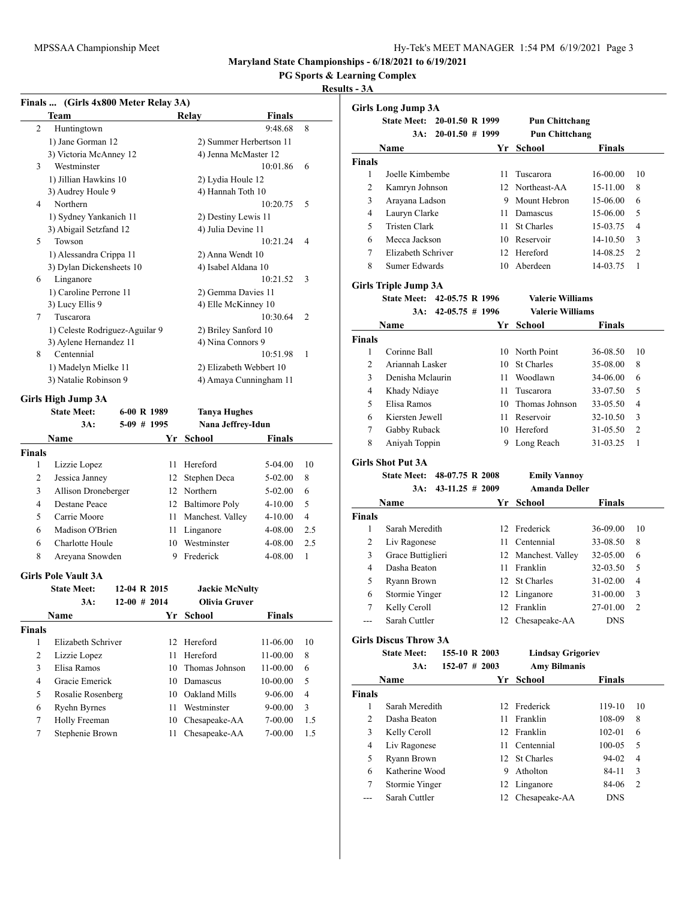Maryland State Championships - 6/18/2021 to 6/19/2021

PG Sports & Learning Complex

Results - 3A

### Finals ... (Girls 4x800 Meter Relay 3A)

| | Team | Relay | Finals | |
|---|---|---|---|---|
| 2 | Huntingtown | | 9:48.68 | 8 |
| | 1) Jane Gorman 12 | 2) Summer Herbertson 11 | | |
| | 3) Victoria McAnney 12 | 4) Jenna McMaster 12 | | |
| 3 | Westminster | | 10:01.86 | 6 |
| | 1) Jillian Hawkins 10 | 2) Lydia Houle 12 | | |
| | 3) Audrey Houle 9 | 4) Hannah Toth 10 | | |
| 4 | Northern | | 10:20.75 | 5 |
| | 1) Sydney Yankanich 11 | 2) Destiny Lewis 11 | | |
| | 3) Abigail Setzfand 12 | 4) Julia Devine 11 | | |
| 5 | Towson | | 10:21.24 | 4 |
| | 1) Alessandra Crippa 11 | 2) Anna Wendt 10 | | |
| | 3) Dylan Dickensheets 10 | 4) Isabel Aldana 10 | | |
| 6 | Linganore | | 10:21.52 | 3 |
| | 1) Caroline Perrone 11 | 2) Gemma Davies 11 | | |
| | 3) Lucy Ellis 9 | 4) Elle McKinney 10 | | |
| 7 | Tuscarora | | 10:30.64 | 2 |
| | 1) Celeste Rodriguez-Aguilar 9 | 2) Briley Sanford 10 | | |
| | 3) Aylene Hernandez 11 | 4) Nina Connors 9 | | |
| 8 | Centennial | | 10:51.98 | 1 |
| | 1) Madelyn Mielke 11 | 2) Elizabeth Webbert 10 | | |
| | 3) Natalie Robinson 9 | 4) Amaya Cunningham 11 | | |

### Girls High Jump 3A

**State Meet:** 6-00 R 1989 — **Tanya Hughes**
**3A:** 5-09 # 1995 — **Nana Jeffrey-Idun**

| | Name | Yr | School | Finals | |
|---|---|---|---|---|---|
| **Finals** | | | | | |
| 1 | Lizzie Lopez | 11 | Hereford | 5-04.00 | 10 |
| 2 | Jessica Janney | 12 | Stephen Deca | 5-02.00 | 8 |
| 3 | Allison Droneberger | 12 | Northern | 5-02.00 | 6 |
| 4 | Destane Peace | 12 | Baltimore Poly | 4-10.00 | 5 |
| 5 | Carrie Moore | 11 | Manchest. Valley | 4-10.00 | 4 |
| 6 | Madison O'Brien | 11 | Linganore | 4-08.00 | 2.5 |
| 6 | Charlotte Houle | 10 | Westminster | 4-08.00 | 2.5 |
| 8 | Areyana Snowden | 9 | Frederick | 4-08.00 | 1 |

### Girls Pole Vault 3A

**State Meet:** 12-04 R 2015 — **Jackie McNulty**
**3A:** 12-00 # 2014 — **Olivia Gruver**

| | Name | Yr | School | Finals | |
|---|---|---|---|---|---|
| **Finals** | | | | | |
| 1 | Elizabeth Schriver | 12 | Hereford | 11-06.00 | 10 |
| 2 | Lizzie Lopez | 11 | Hereford | 11-00.00 | 8 |
| 3 | Elisa Ramos | 10 | Thomas Johnson | 11-00.00 | 6 |
| 4 | Gracie Emerick | 10 | Damascus | 10-00.00 | 5 |
| 5 | Rosalie Rosenberg | 10 | Oakland Mills | 9-06.00 | 4 |
| 6 | Ryehn Byrnes | 11 | Westminster | 9-00.00 | 3 |
| 7 | Holly Freeman | 10 | Chesapeake-AA | 7-00.00 | 1.5 |
| 7 | Stephenie Brown | 11 | Chesapeake-AA | 7-00.00 | 1.5 |

### Girls Long Jump 3A

**State Meet:** 20-01.50 R 1999 — **Pun Chittchang**
**3A:** 20-01.50 # 1999 — **Pun Chittchang**

| | Name | Yr | School | Finals | |
|---|---|---|---|---|---|
| **Finals** | | | | | |
| 1 | Joelle Kimbembe | 11 | Tuscarora | 16-00.00 | 10 |
| 2 | Kamryn Johnson | 12 | Northeast-AA | 15-11.00 | 8 |
| 3 | Arayana Ladson | 9 | Mount Hebron | 15-06.00 | 6 |
| 4 | Lauryn Clarke | 11 | Damascus | 15-06.00 | 5 |
| 5 | Tristen Clark | 11 | St Charles | 15-03.75 | 4 |
| 6 | Mecca Jackson | 10 | Reservoir | 14-10.50 | 3 |
| 7 | Elizabeth Schriver | 12 | Hereford | 14-08.25 | 2 |
| 8 | Sumer Edwards | 10 | Aberdeen | 14-03.75 | 1 |

### Girls Triple Jump 3A

**State Meet:** 42-05.75 R 1996 — **Valerie Williams**
**3A:** 42-05.75 # 1996 — **Valerie Williams**

| | Name | Yr | School | Finals | |
|---|---|---|---|---|---|
| **Finals** | | | | | |
| 1 | Corinne Ball | 10 | North Point | 36-08.50 | 10 |
| 2 | Ariannah Lasker | 10 | St Charles | 35-08.00 | 8 |
| 3 | Denisha Mclaurin | 11 | Woodlawn | 34-06.00 | 6 |
| 4 | Khady Ndiaye | 11 | Tuscarora | 33-07.50 | 5 |
| 5 | Elisa Ramos | 10 | Thomas Johnson | 33-05.50 | 4 |
| 6 | Kiersten Jewell | 11 | Reservoir | 32-10.50 | 3 |
| 7 | Gabby Ruback | 10 | Hereford | 31-05.50 | 2 |
| 8 | Aniyah Toppin | 9 | Long Reach | 31-03.25 | 1 |

### Girls Shot Put 3A

**State Meet:** 48-07.75 R 2008 — **Emily Vannoy**
**3A:** 43-11.25 # 2009 — **Amanda Deller**

| | Name | Yr | School | Finals | |
|---|---|---|---|---|---|
| **Finals** | | | | | |
| 1 | Sarah Meredith | 12 | Frederick | 36-09.00 | 10 |
| 2 | Liv Ragonese | 11 | Centennial | 33-08.50 | 8 |
| 3 | Grace Buttiglieri | 12 | Manchest. Valley | 32-05.00 | 6 |
| 4 | Dasha Beaton | 11 | Franklin | 32-03.50 | 5 |
| 5 | Ryann Brown | 12 | St Charles | 31-02.00 | 4 |
| 6 | Stormie Yinger | 12 | Linganore | 31-00.00 | 3 |
| 7 | Kelly Ceroll | 12 | Franklin | 27-01.00 | 2 |
| --- | Sarah Cuttler | 12 | Chesapeake-AA | DNS | |

### Girls Discus Throw 3A

**State Meet:** 155-10 R 2003 — **Lindsay Grigoriev**
**3A:** 152-07 # 2003 — **Amy Bilmanis**

| | Name | Yr | School | Finals | |
|---|---|---|---|---|---|
| **Finals** | | | | | |
| 1 | Sarah Meredith | 12 | Frederick | 119-10 | 10 |
| 2 | Dasha Beaton | 11 | Franklin | 108-09 | 8 |
| 3 | Kelly Ceroll | 12 | Franklin | 102-01 | 6 |
| 4 | Liv Ragonese | 11 | Centennial | 100-05 | 5 |
| 5 | Ryann Brown | 12 | St Charles | 94-02 | 4 |
| 6 | Katherine Wood | 9 | Atholton | 84-11 | 3 |
| 7 | Stormie Yinger | 12 | Linganore | 84-06 | 2 |
| --- | Sarah Cuttler | 12 | Chesapeake-AA | DNS | |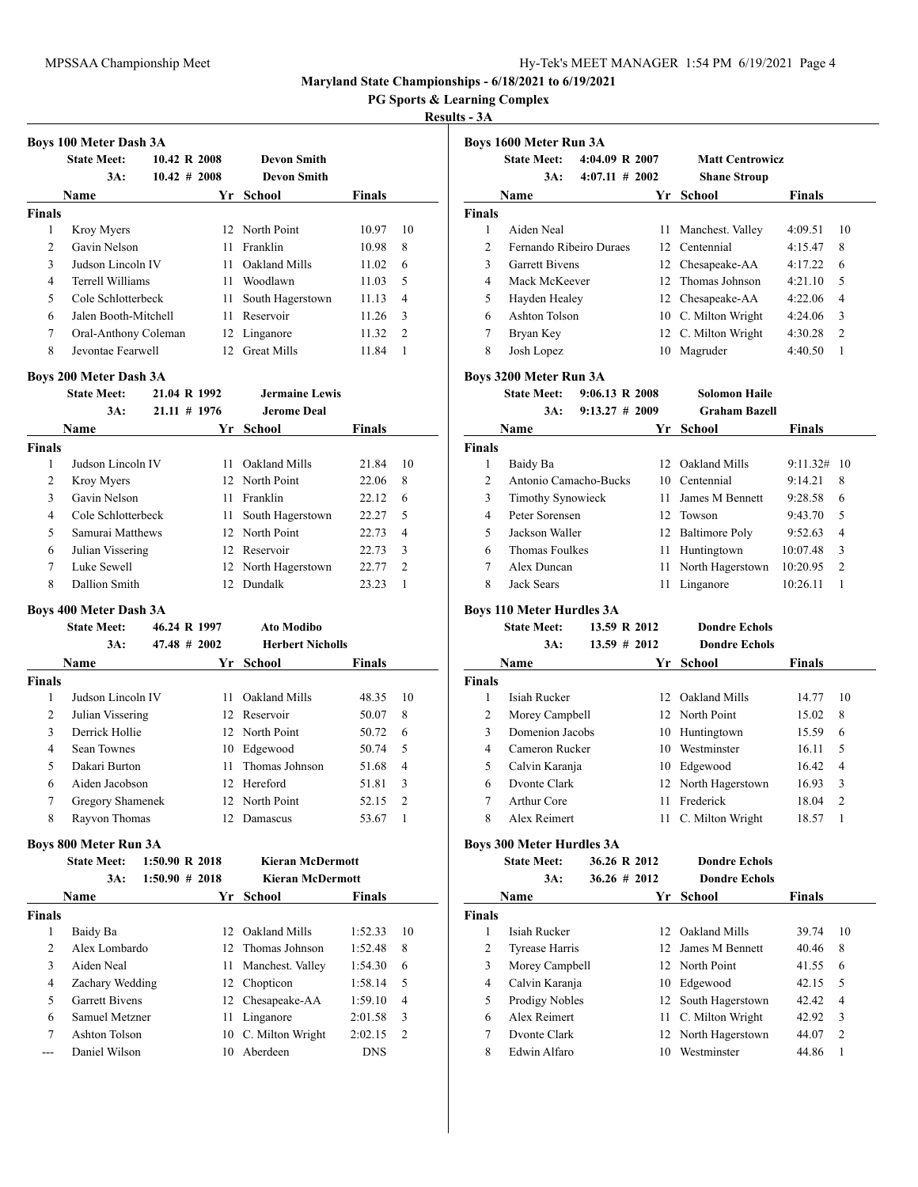**Maryland State Championships - 6/18/2021 to 6/19/2021**

**PG Sports & Learning Complex**

**Results - 3A**

### Boys 100 Meter Dash 3A

State Meet: 10.42 R 2008 — Devon Smith
3A: 10.42 # 2008 — Devon Smith

| | Name | Yr | School | Finals | |
|---|---|---|---|---|---|
| **Finals** | | | | | |
| 1 | Kroy Myers | 12 | North Point | 10.97 | 10 |
| 2 | Gavin Nelson | 11 | Franklin | 10.98 | 8 |
| 3 | Judson Lincoln IV | 11 | Oakland Mills | 11.02 | 6 |
| 4 | Terrell Williams | 11 | Woodlawn | 11.03 | 5 |
| 5 | Cole Schlotterbeck | 11 | South Hagerstown | 11.13 | 4 |
| 6 | Jalen Booth-Mitchell | 11 | Reservoir | 11.26 | 3 |
| 7 | Oral-Anthony Coleman | 12 | Linganore | 11.32 | 2 |
| 8 | Jevontae Fearwell | 12 | Great Mills | 11.84 | 1 |

### Boys 200 Meter Dash 3A

State Meet: 21.04 R 1992 — Jermaine Lewis
3A: 21.11 # 1976 — Jerome Deal

| | Name | Yr | School | Finals | |
|---|---|---|---|---|---|
| **Finals** | | | | | |
| 1 | Judson Lincoln IV | 11 | Oakland Mills | 21.84 | 10 |
| 2 | Kroy Myers | 12 | North Point | 22.06 | 8 |
| 3 | Gavin Nelson | 11 | Franklin | 22.12 | 6 |
| 4 | Cole Schlotterbeck | 11 | South Hagerstown | 22.27 | 5 |
| 5 | Samurai Matthews | 12 | North Point | 22.73 | 4 |
| 6 | Julian Vissering | 12 | Reservoir | 22.73 | 3 |
| 7 | Luke Sewell | 12 | North Hagerstown | 22.77 | 2 |
| 8 | Dallion Smith | 12 | Dundalk | 23.23 | 1 |

### Boys 400 Meter Dash 3A

State Meet: 46.24 R 1997 — Ato Modibo
3A: 47.48 # 2002 — Herbert Nicholls

| | Name | Yr | School | Finals | |
|---|---|---|---|---|---|
| **Finals** | | | | | |
| 1 | Judson Lincoln IV | 11 | Oakland Mills | 48.35 | 10 |
| 2 | Julian Vissering | 12 | Reservoir | 50.07 | 8 |
| 3 | Derrick Hollie | 12 | North Point | 50.72 | 6 |
| 4 | Sean Townes | 10 | Edgewood | 50.74 | 5 |
| 5 | Dakari Burton | 11 | Thomas Johnson | 51.68 | 4 |
| 6 | Aiden Jacobson | 12 | Hereford | 51.81 | 3 |
| 7 | Gregory Shamenek | 12 | North Point | 52.15 | 2 |
| 8 | Rayvon Thomas | 12 | Damascus | 53.67 | 1 |

### Boys 800 Meter Run 3A

State Meet: 1:50.90 R 2018 — Kieran McDermott
3A: 1:50.90 # 2018 — Kieran McDermott

| | Name | Yr | School | Finals | |
|---|---|---|---|---|---|
| **Finals** | | | | | |
| 1 | Baidy Ba | 12 | Oakland Mills | 1:52.33 | 10 |
| 2 | Alex Lombardo | 12 | Thomas Johnson | 1:52.48 | 8 |
| 3 | Aiden Neal | 11 | Manchest. Valley | 1:54.30 | 6 |
| 4 | Zachary Wedding | 12 | Chopticon | 1:58.14 | 5 |
| 5 | Garrett Bivens | 12 | Chesapeake-AA | 1:59.10 | 4 |
| 6 | Samuel Metzner | 11 | Linganore | 2:01.58 | 3 |
| 7 | Ashton Tolson | 10 | C. Milton Wright | 2:02.15 | 2 |
| --- | Daniel Wilson | 10 | Aberdeen | DNS | |

### Boys 1600 Meter Run 3A

State Meet: 4:04.09 R 2007 — Matt Centrowicz
3A: 4:07.11 # 2002 — Shane Stroup

| | Name | Yr | School | Finals | |
|---|---|---|---|---|---|
| **Finals** | | | | | |
| 1 | Aiden Neal | 11 | Manchest. Valley | 4:09.51 | 10 |
| 2 | Fernando Ribeiro Duraes | 12 | Centennial | 4:15.47 | 8 |
| 3 | Garrett Bivens | 12 | Chesapeake-AA | 4:17.22 | 6 |
| 4 | Mack McKeever | 12 | Thomas Johnson | 4:21.10 | 5 |
| 5 | Hayden Healey | 12 | Chesapeake-AA | 4:22.06 | 4 |
| 6 | Ashton Tolson | 10 | C. Milton Wright | 4:24.06 | 3 |
| 7 | Bryan Key | 12 | C. Milton Wright | 4:30.28 | 2 |
| 8 | Josh Lopez | 10 | Magruder | 4:40.50 | 1 |

### Boys 3200 Meter Run 3A

State Meet: 9:06.13 R 2008 — Solomon Haile
3A: 9:13.27 # 2009 — Graham Bazell

| | Name | Yr | School | Finals | |
|---|---|---|---|---|---|
| **Finals** | | | | | |
| 1 | Baidy Ba | 12 | Oakland Mills | 9:11.32# | 10 |
| 2 | Antonio Camacho-Bucks | 10 | Centennial | 9:14.21 | 8 |
| 3 | Timothy Synowieck | 11 | James M Bennett | 9:28.58 | 6 |
| 4 | Peter Sorensen | 12 | Towson | 9:43.70 | 5 |
| 5 | Jackson Waller | 12 | Baltimore Poly | 9:52.63 | 4 |
| 6 | Thomas Foulkes | 11 | Huntingtown | 10:07.48 | 3 |
| 7 | Alex Duncan | 11 | North Hagerstown | 10:20.95 | 2 |
| 8 | Jack Sears | 11 | Linganore | 10:26.11 | 1 |

### Boys 110 Meter Hurdles 3A

State Meet: 13.59 R 2012 — Dondre Echols
3A: 13.59 # 2012 — Dondre Echols

| | Name | Yr | School | Finals | |
|---|---|---|---|---|---|
| **Finals** | | | | | |
| 1 | Isiah Rucker | 12 | Oakland Mills | 14.77 | 10 |
| 2 | Morey Campbell | 12 | North Point | 15.02 | 8 |
| 3 | Domenion Jacobs | 10 | Huntingtown | 15.59 | 6 |
| 4 | Cameron Rucker | 10 | Westminster | 16.11 | 5 |
| 5 | Calvin Karanja | 10 | Edgewood | 16.42 | 4 |
| 6 | Dvonte Clark | 12 | North Hagerstown | 16.93 | 3 |
| 7 | Arthur Core | 11 | Frederick | 18.04 | 2 |
| 8 | Alex Reimert | 11 | C. Milton Wright | 18.57 | 1 |

### Boys 300 Meter Hurdles 3A

State Meet: 36.26 R 2012 — Dondre Echols
3A: 36.26 # 2012 — Dondre Echols

| | Name | Yr | School | Finals | |
|---|---|---|---|---|---|
| **Finals** | | | | | |
| 1 | Isiah Rucker | 12 | Oakland Mills | 39.74 | 10 |
| 2 | Tyrease Harris | 12 | James M Bennett | 40.46 | 8 |
| 3 | Morey Campbell | 12 | North Point | 41.55 | 6 |
| 4 | Calvin Karanja | 10 | Edgewood | 42.15 | 5 |
| 5 | Prodigy Nobles | 12 | South Hagerstown | 42.42 | 4 |
| 6 | Alex Reimert | 11 | C. Milton Wright | 42.92 | 3 |
| 7 | Dvonte Clark | 12 | North Hagerstown | 44.07 | 2 |
| 8 | Edwin Alfaro | 10 | Westminster | 44.86 | 1 |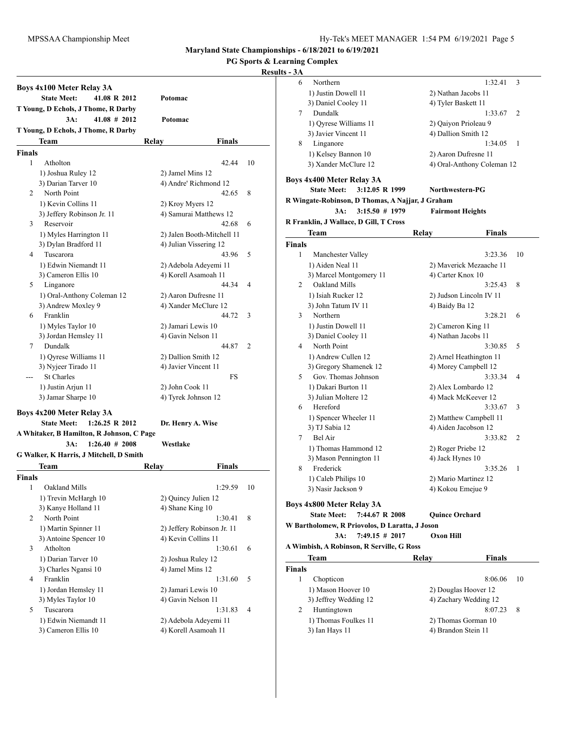**Maryland State Championships - 6/18/2021 to 6/19/2021**

**PG Sports & Learning Complex**

**Results - 3A**

### Boys 4x100 Meter Relay 3A

**State Meet:** 41.08 R 2012 Potomac
T Young, D Echols, J Thome, R Darby

**3A:** 41.08 # 2012 Potomac
T Young, D Echols, J Thome, R Darby

| Place | Team | Relay | Finals | Points |
|---|---|---|---|---|
| **Finals** | | | | |
| 1 | Atholton | | 42.44 | 10 |
| | 1) Joshua Ruley 12 | 2) Jamel Mins 12 | | |
| | 3) Darian Tarver 10 | 4) Andre' Richmond 12 | | |
| 2 | North Point | | 42.65 | 8 |
| | 1) Kevin Collins 11 | 2) Kroy Myers 12 | | |
| | 3) Jeffery Robinson Jr. 11 | 4) Samurai Matthews 12 | | |
| 3 | Reservoir | | 42.68 | 6 |
| | 1) Myles Harrington 11 | 2) Jalen Booth-Mitchell 11 | | |
| | 3) Dylan Bradford 11 | 4) Julian Vissering 12 | | |
| 4 | Tuscarora | | 43.96 | 5 |
| | 1) Edwin Niemandt 11 | 2) Adebola Adeyemi 11 | | |
| | 3) Cameron Ellis 10 | 4) Korell Asamoah 11 | | |
| 5 | Linganore | | 44.34 | 4 |
| | 1) Oral-Anthony Coleman 12 | 2) Aaron Dufresne 11 | | |
| | 3) Andrew Moxley 9 | 4) Xander McClure 12 | | |
| 6 | Franklin | | 44.72 | 3 |
| | 1) Myles Taylor 10 | 2) Jamari Lewis 10 | | |
| | 3) Jordan Hemsley 11 | 4) Gavin Nelson 11 | | |
| 7 | Dundalk | | 44.87 | 2 |
| | 1) Qyrese Williams 11 | 2) Dallion Smith 12 | | |
| | 3) Nyjeer Tirado 11 | 4) Javier Vincent 11 | | |
| --- | St Charles | | FS | |
| | 1) Justin Arjun 11 | 2) John Cook 11 | | |
| | 3) Jamar Sharpe 10 | 4) Tyrek Johnson 12 | | |

### Boys 4x200 Meter Relay 3A

**State Meet:** 1:26.25 R 2012 Dr. Henry A. Wise
A Whitaker, B Hamilton, R Johnson, C Page

**3A:** 1:26.40 # 2008 Westlake
G Walker, K Harris, J Mitchell, D Smith

| Place | Team | Relay | Finals | Points |
|---|---|---|---|---|
| **Finals** | | | | |
| 1 | Oakland Mills | | 1:29.59 | 10 |
| | 1) Trevin McHargh 10 | 2) Quincy Julien 12 | | |
| | 3) Kanye Holland 11 | 4) Shane King 10 | | |
| 2 | North Point | | 1:30.41 | 8 |
| | 1) Martin Spinner 11 | 2) Jeffery Robinson Jr. 11 | | |
| | 3) Antoine Spencer 10 | 4) Kevin Collins 11 | | |
| 3 | Atholton | | 1:30.61 | 6 |
| | 1) Darian Tarver 10 | 2) Joshua Ruley 12 | | |
| | 3) Charles Ngansi 10 | 4) Jamel Mins 12 | | |
| 4 | Franklin | | 1:31.60 | 5 |
| | 1) Jordan Hemsley 11 | 2) Jamari Lewis 10 | | |
| | 3) Myles Taylor 10 | 4) Gavin Nelson 11 | | |
| 5 | Tuscarora | | 1:31.83 | 4 |
| | 1) Edwin Niemandt 11 | 2) Adebola Adeyemi 11 | | |
| | 3) Cameron Ellis 10 | 4) Korell Asamoah 11 | | |
| 6 | Northern | | 1:32.41 | 3 |
| | 1) Justin Dowell 11 | 2) Nathan Jacobs 11 | | |
| | 3) Daniel Cooley 11 | 4) Tyler Baskett 11 | | |
| 7 | Dundalk | | 1:33.67 | 2 |
| | 1) Qyrese Williams 11 | 2) Qaiyon Prioleau 9 | | |
| | 3) Javier Vincent 11 | 4) Dallion Smith 12 | | |
| 8 | Linganore | | 1:34.05 | 1 |
| | 1) Kelsey Bannon 10 | 2) Aaron Dufresne 11 | | |
| | 3) Xander McClure 12 | 4) Oral-Anthony Coleman 12 | | |

### Boys 4x400 Meter Relay 3A

**State Meet:** 3:12.05 R 1999 Northwestern-PG
R Wingate-Robinson, D Thomas, A Najjar, J Graham

**3A:** 3:15.50 # 1979 Fairmont Heights
R Franklin, J Wallace, D Gill, T Cross

| Place | Team | Relay | Finals | Points |
|---|---|---|---|---|
| **Finals** | | | | |
| 1 | Manchester Valley | | 3:23.36 | 10 |
| | 1) Aiden Neal 11 | 2) Maverick Mezaache 11 | | |
| | 3) Marcel Montgomery 11 | 4) Carter Knox 10 | | |
| 2 | Oakland Mills | | 3:25.43 | 8 |
| | 1) Isiah Rucker 12 | 2) Judson Lincoln IV 11 | | |
| | 3) John Tatum IV 11 | 4) Baidy Ba 12 | | |
| 3 | Northern | | 3:28.21 | 6 |
| | 1) Justin Dowell 11 | 2) Cameron King 11 | | |
| | 3) Daniel Cooley 11 | 4) Nathan Jacobs 11 | | |
| 4 | North Point | | 3:30.85 | 5 |
| | 1) Andrew Cullen 12 | 2) Arnel Heathington 11 | | |
| | 3) Gregory Shamenek 12 | 4) Morey Campbell 12 | | |
| 5 | Gov. Thomas Johnson | | 3:33.34 | 4 |
| | 1) Dakari Burton 11 | 2) Alex Lombardo 12 | | |
| | 3) Julian Moltere 12 | 4) Mack McKeever 12 | | |
| 6 | Hereford | | 3:33.67 | 3 |
| | 1) Spencer Wheeler 11 | 2) Matthew Campbell 11 | | |
| | 3) TJ Sabia 12 | 4) Aiden Jacobson 12 | | |
| 7 | Bel Air | | 3:33.82 | 2 |
| | 1) Thomas Hammond 12 | 2) Roger Priebe 12 | | |
| | 3) Mason Pennington 11 | 4) Jack Hynes 10 | | |
| 8 | Frederick | | 3:35.26 | 1 |
| | 1) Caleb Philips 10 | 2) Mario Martinez 12 | | |
| | 3) Nasir Jackson 9 | 4) Kokou Emejue 9 | | |

### Boys 4x800 Meter Relay 3A

**State Meet:** 7:44.67 R 2008 Quince Orchard
W Bartholomew, R Priovolos, D Laratta, J Joson

**3A:** 7:49.15 # 2017 Oxon Hill
A Wimbish, A Robinson, R Serville, G Ross

| Place | Team | Relay | Finals | Points |
|---|---|---|---|---|
| **Finals** | | | | |
| 1 | Chopticon | | 8:06.06 | 10 |
| | 1) Mason Hoover 10 | 2) Douglas Hoover 12 | | |
| | 3) Jeffrey Wedding 12 | 4) Zachary Wedding 12 | | |
| 2 | Huntingtown | | 8:07.23 | 8 |
| | 1) Thomas Foulkes 11 | 2) Thomas Gorman 10 | | |
| | 3) Ian Hays 11 | 4) Brandon Stein 11 | | |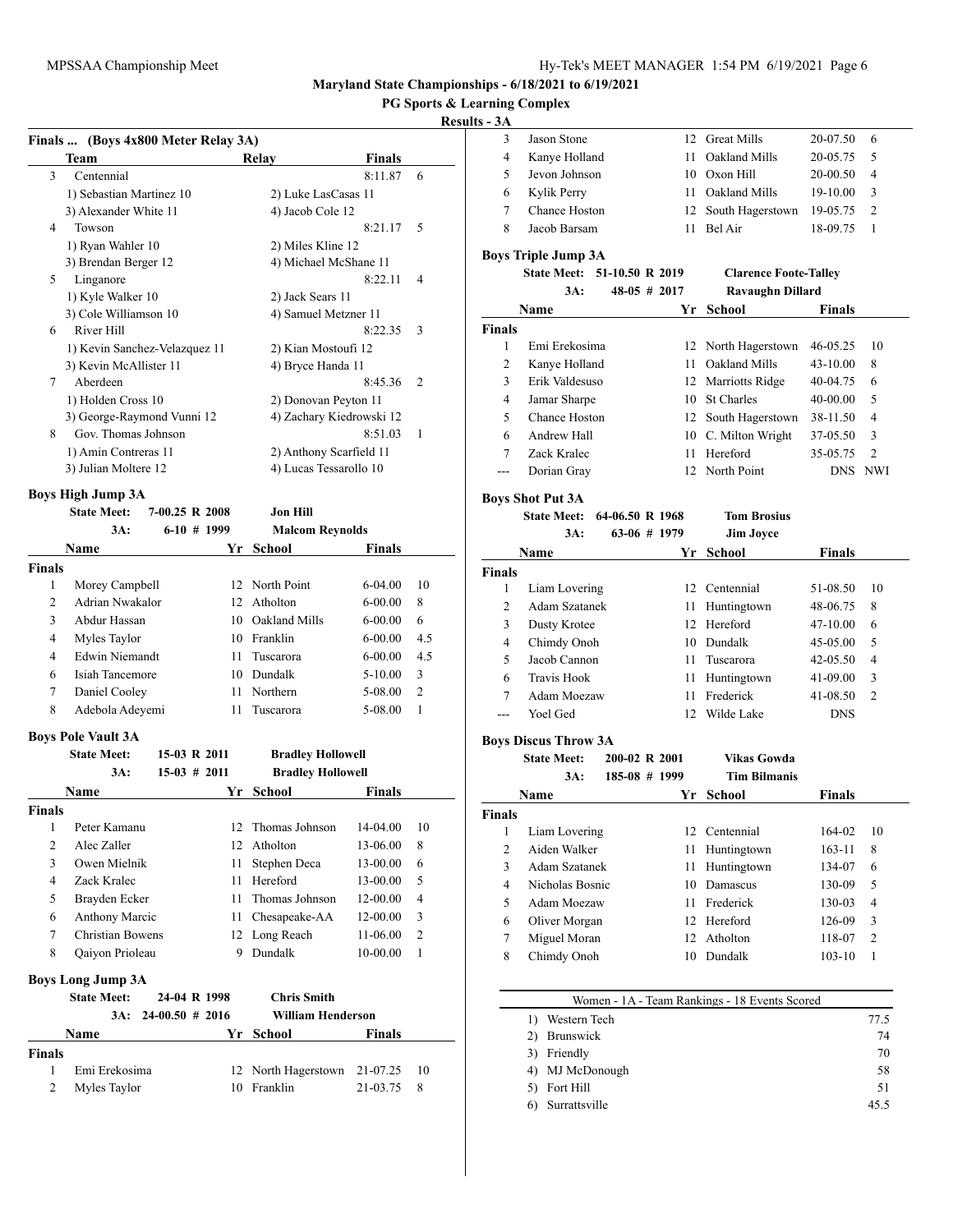## Maryland State Championships - 6/18/2021 to 6/19/2021

**PG Sports & Learning Complex**

**Results - 3A**

### Finals ... (Boys 4x800 Meter Relay 3A)

| | Team | Relay | Finals | |
|---|---|---|---|---|
| 3 | Centennial | | 8:11.87 | 6 |
| | 1) Sebastian Martinez 10 | 2) Luke LasCasas 11 | | |
| | 3) Alexander White 11 | 4) Jacob Cole 12 | | |
| 4 | Towson | | 8:21.17 | 5 |
| | 1) Ryan Wahler 10 | 2) Miles Kline 12 | | |
| | 3) Brendan Berger 12 | 4) Michael McShane 11 | | |
| 5 | Linganore | | 8:22.11 | 4 |
| | 1) Kyle Walker 10 | 2) Jack Sears 11 | | |
| | 3) Cole Williamson 10 | 4) Samuel Metzner 11 | | |
| 6 | River Hill | | 8:22.35 | 3 |
| | 1) Kevin Sanchez-Velazquez 11 | 2) Kian Mostoufi 12 | | |
| | 3) Kevin McAllister 11 | 4) Bryce Handa 11 | | |
| 7 | Aberdeen | | 8:45.36 | 2 |
| | 1) Holden Cross 10 | 2) Donovan Peyton 11 | | |
| | 3) George-Raymond Vunni 12 | 4) Zachary Kiedrowski 12 | | |
| 8 | Gov. Thomas Johnson | | 8:51.03 | 1 |
| | 1) Amin Contreras 11 | 2) Anthony Scarfield 11 | | |
| | 3) Julian Moltere 12 | 4) Lucas Tessarollo 10 | | |

### Boys High Jump 3A

State Meet: 7-00.25 R 2008 Jon Hill
3A: 6-10 # 1999 Malcom Reynolds

| | Name | Yr | School | Finals | |
|---|---|---|---|---|---|
| **Finals** | | | | | |
| 1 | Morey Campbell | 12 | North Point | 6-04.00 | 10 |
| 2 | Adrian Nwakalor | 12 | Atholton | 6-00.00 | 8 |
| 3 | Abdur Hassan | 10 | Oakland Mills | 6-00.00 | 6 |
| 4 | Myles Taylor | 10 | Franklin | 6-00.00 | 4.5 |
| 4 | Edwin Niemandt | 11 | Tuscarora | 6-00.00 | 4.5 |
| 6 | Isiah Tancemore | 10 | Dundalk | 5-10.00 | 3 |
| 7 | Daniel Cooley | 11 | Northern | 5-08.00 | 2 |
| 8 | Adebola Adeyemi | 11 | Tuscarora | 5-08.00 | 1 |

### Boys Pole Vault 3A

State Meet: 15-03 R 2011 Bradley Hollowell
3A: 15-03 # 2011 Bradley Hollowell

| | Name | Yr | School | Finals | |
|---|---|---|---|---|---|
| **Finals** | | | | | |
| 1 | Peter Kamanu | 12 | Thomas Johnson | 14-04.00 | 10 |
| 2 | Alec Zaller | 12 | Atholton | 13-06.00 | 8 |
| 3 | Owen Mielnik | 11 | Stephen Deca | 13-00.00 | 6 |
| 4 | Zack Kralec | 11 | Hereford | 13-00.00 | 5 |
| 5 | Brayden Ecker | 11 | Thomas Johnson | 12-00.00 | 4 |
| 6 | Anthony Marcic | 11 | Chesapeake-AA | 12-00.00 | 3 |
| 7 | Christian Bowens | 12 | Long Reach | 11-06.00 | 2 |
| 8 | Qaiyon Prioleau | 9 | Dundalk | 10-00.00 | 1 |

### Boys Long Jump 3A

State Meet: 24-04 R 1998 Chris Smith
3A: 24-00.50 # 2016 William Henderson

| | Name | Yr | School | Finals | |
|---|---|---|---|---|---|
| **Finals** | | | | | |
| 1 | Emi Erekosima | 12 | North Hagerstown | 21-07.25 | 10 |
| 2 | Myles Taylor | 10 | Franklin | 21-03.75 | 8 |
| 3 | Jason Stone | 12 | Great Mills | 20-07.50 | 6 |
| 4 | Kanye Holland | 11 | Oakland Mills | 20-05.75 | 5 |
| 5 | Jevon Johnson | 10 | Oxon Hill | 20-00.50 | 4 |
| 6 | Kylik Perry | 11 | Oakland Mills | 19-10.00 | 3 |
| 7 | Chance Hoston | 12 | South Hagerstown | 19-05.75 | 2 |
| 8 | Jacob Barsam | 11 | Bel Air | 18-09.75 | 1 |

### Boys Triple Jump 3A

State Meet: 51-10.50 R 2019 Clarence Foote-Talley
3A: 48-05 # 2017 Ravaughn Dillard

| | Name | Yr | School | Finals | |
|---|---|---|---|---|---|
| **Finals** | | | | | |
| 1 | Emi Erekosima | 12 | North Hagerstown | 46-05.25 | 10 |
| 2 | Kanye Holland | 11 | Oakland Mills | 43-10.00 | 8 |
| 3 | Erik Valdesuso | 12 | Marriotts Ridge | 40-04.75 | 6 |
| 4 | Jamar Sharpe | 10 | St Charles | 40-00.00 | 5 |
| 5 | Chance Hoston | 12 | South Hagerstown | 38-11.50 | 4 |
| 6 | Andrew Hall | 10 | C. Milton Wright | 37-05.50 | 3 |
| 7 | Zack Kralec | 11 | Hereford | 35-05.75 | 2 |
| --- | Dorian Gray | 12 | North Point | DNS | NWI |

### Boys Shot Put 3A

State Meet: 64-06.50 R 1968 Tom Brosius
3A: 63-06 # 1979 Jim Joyce

| | Name | Yr | School | Finals | |
|---|---|---|---|---|---|
| **Finals** | | | | | |
| 1 | Liam Lovering | 12 | Centennial | 51-08.50 | 10 |
| 2 | Adam Szatanek | 11 | Huntingtown | 48-06.75 | 8 |
| 3 | Dusty Krotee | 12 | Hereford | 47-10.00 | 6 |
| 4 | Chimdy Onoh | 10 | Dundalk | 45-05.00 | 5 |
| 5 | Jacob Cannon | 11 | Tuscarora | 42-05.50 | 4 |
| 6 | Travis Hook | 11 | Huntingtown | 41-09.00 | 3 |
| 7 | Adam Moezaw | 11 | Frederick | 41-08.50 | 2 |
| --- | Yoel Ged | 12 | Wilde Lake | DNS | |

### Boys Discus Throw 3A

State Meet: 200-02 R 2001 Vikas Gowda
3A: 185-08 # 1999 Tim Bilmanis

| | Name | Yr | School | Finals | |
|---|---|---|---|---|---|
| **Finals** | | | | | |
| 1 | Liam Lovering | 12 | Centennial | 164-02 | 10 |
| 2 | Aiden Walker | 11 | Huntingtown | 163-11 | 8 |
| 3 | Adam Szatanek | 11 | Huntingtown | 134-07 | 6 |
| 4 | Nicholas Bosnic | 10 | Damascus | 130-09 | 5 |
| 5 | Adam Moezaw | 11 | Frederick | 130-03 | 4 |
| 6 | Oliver Morgan | 12 | Hereford | 126-09 | 3 |
| 7 | Miguel Moran | 12 | Atholton | 118-07 | 2 |
| 8 | Chimdy Onoh | 10 | Dundalk | 103-10 | 1 |

### Women - 1A - Team Rankings - 18 Events Scored

| | | |
|---|---|---|
| 1) | Western Tech | 77.5 |
| 2) | Brunswick | 74 |
| 3) | Friendly | 70 |
| 4) | MJ McDonough | 58 |
| 5) | Fort Hill | 51 |
| 6) | Surrattsville | 45.5 |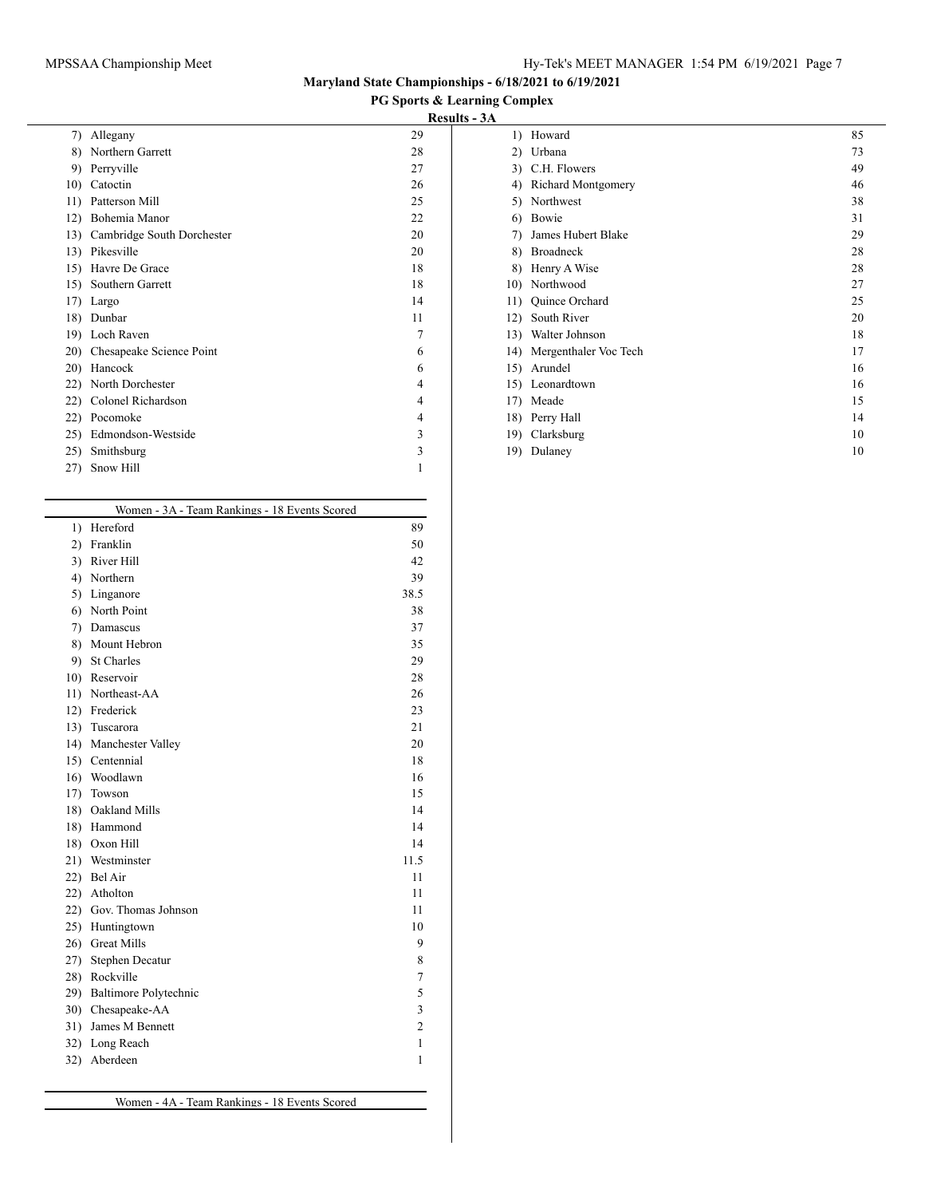**Maryland State Championships - 6/18/2021 to 6/19/2021**

**PG Sports & Learning Complex**

**Results - 3A**

| Rank | Team | Points |
|---|---|---|
| 7) | Allegany | 29 |
| 8) | Northern Garrett | 28 |
| 9) | Perryville | 27 |
| 10) | Catoctin | 26 |
| 11) | Patterson Mill | 25 |
| 12) | Bohemia Manor | 22 |
| 13) | Cambridge South Dorchester | 20 |
| 13) | Pikesville | 20 |
| 15) | Havre De Grace | 18 |
| 15) | Southern Garrett | 18 |
| 17) | Largo | 14 |
| 18) | Dunbar | 11 |
| 19) | Loch Raven | 7 |
| 20) | Chesapeake Science Point | 6 |
| 20) | Hancock | 6 |
| 22) | North Dorchester | 4 |
| 22) | Colonel Richardson | 4 |
| 22) | Pocomoke | 4 |
| 25) | Edmondson-Westside | 3 |
| 25) | Smithsburg | 3 |
| 27) | Snow Hill | 1 |

### Women - 3A - Team Rankings - 18 Events Scored

| Rank | Team | Points |
|---|---|---|
| 1) | Hereford | 89 |
| 2) | Franklin | 50 |
| 3) | River Hill | 42 |
| 4) | Northern | 39 |
| 5) | Linganore | 38.5 |
| 6) | North Point | 38 |
| 7) | Damascus | 37 |
| 8) | Mount Hebron | 35 |
| 9) | St Charles | 29 |
| 10) | Reservoir | 28 |
| 11) | Northeast-AA | 26 |
| 12) | Frederick | 23 |
| 13) | Tuscarora | 21 |
| 14) | Manchester Valley | 20 |
| 15) | Centennial | 18 |
| 16) | Woodlawn | 16 |
| 17) | Towson | 15 |
| 18) | Oakland Mills | 14 |
| 18) | Hammond | 14 |
| 18) | Oxon Hill | 14 |
| 21) | Westminster | 11.5 |
| 22) | Bel Air | 11 |
| 22) | Atholton | 11 |
| 22) | Gov. Thomas Johnson | 11 |
| 25) | Huntingtown | 10 |
| 26) | Great Mills | 9 |
| 27) | Stephen Decatur | 8 |
| 28) | Rockville | 7 |
| 29) | Baltimore Polytechnic | 5 |
| 30) | Chesapeake-AA | 3 |
| 31) | James M Bennett | 2 |
| 32) | Long Reach | 1 |
| 32) | Aberdeen | 1 |

### Women - 4A - Team Rankings - 18 Events Scored

| Rank | Team | Points |
|---|---|---|
| 1) | Howard | 85 |
| 2) | Urbana | 73 |
| 3) | C.H. Flowers | 49 |
| 4) | Richard Montgomery | 46 |
| 5) | Northwest | 38 |
| 6) | Bowie | 31 |
| 7) | James Hubert Blake | 29 |
| 8) | Broadneck | 28 |
| 8) | Henry A Wise | 28 |
| 10) | Northwood | 27 |
| 11) | Quince Orchard | 25 |
| 12) | South River | 20 |
| 13) | Walter Johnson | 18 |
| 14) | Mergenthaler Voc Tech | 17 |
| 15) | Arundel | 16 |
| 15) | Leonardtown | 16 |
| 17) | Meade | 15 |
| 18) | Perry Hall | 14 |
| 19) | Clarksburg | 10 |
| 19) | Dulaney | 10 |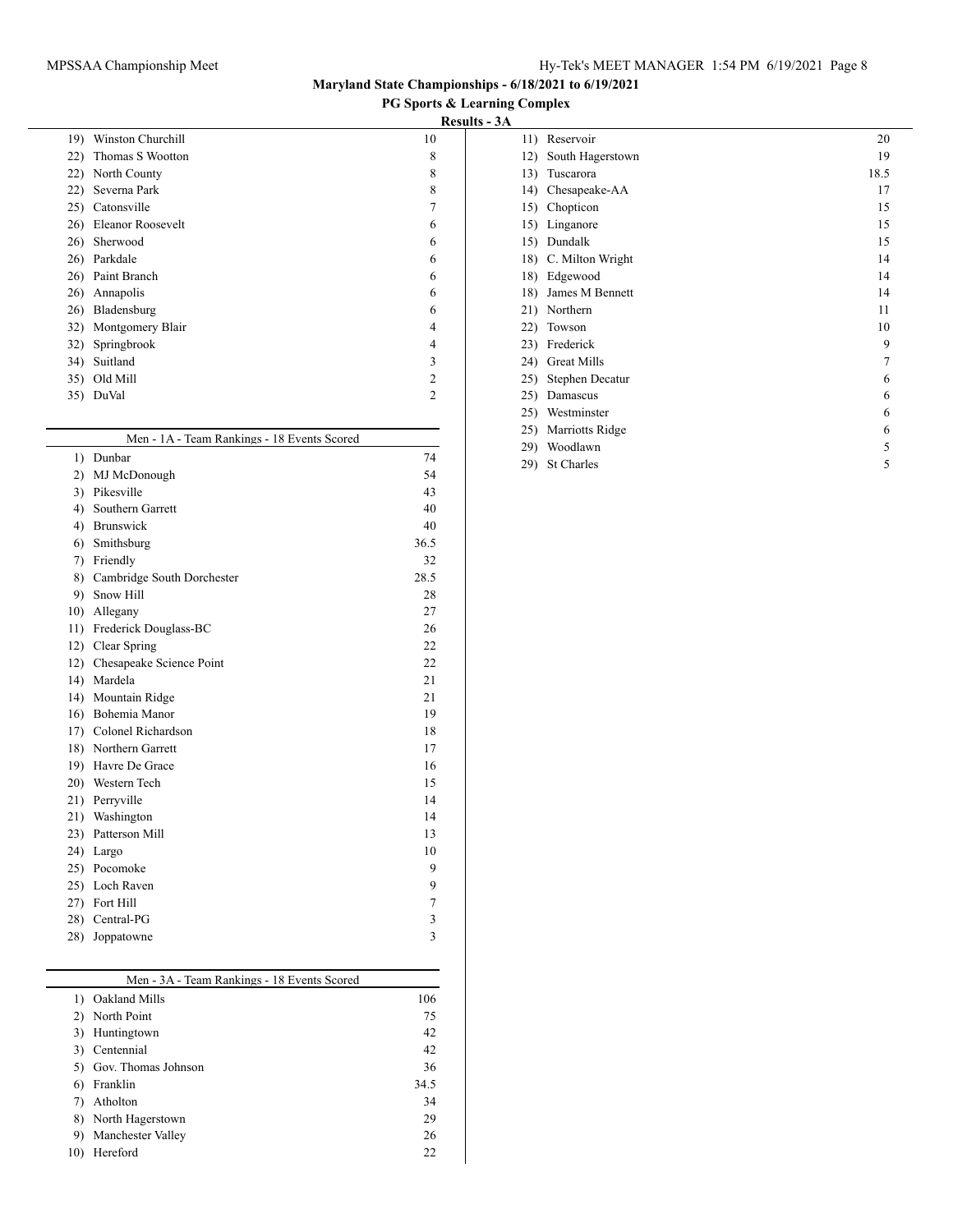# Maryland State Championships - 6/18/2021 to 6/19/2021

## PG Sports & Learning Complex

### Results - 3A

| Rank | Team | Points |
|---|---|---|
| 19) | Winston Churchill | 10 |
| 22) | Thomas S Wootton | 8 |
| 22) | North County | 8 |
| 22) | Severna Park | 8 |
| 25) | Catonsville | 7 |
| 26) | Eleanor Roosevelt | 6 |
| 26) | Sherwood | 6 |
| 26) | Parkdale | 6 |
| 26) | Paint Branch | 6 |
| 26) | Annapolis | 6 |
| 26) | Bladensburg | 6 |
| 32) | Montgomery Blair | 4 |
| 32) | Springbrook | 4 |
| 34) | Suitland | 3 |
| 35) | Old Mill | 2 |
| 35) | DuVal | 2 |

### Men - 1A - Team Rankings - 18 Events Scored

| Rank | Team | Points |
|---|---|---|
| 1) | Dunbar | 74 |
| 2) | MJ McDonough | 54 |
| 3) | Pikesville | 43 |
| 4) | Southern Garrett | 40 |
| 4) | Brunswick | 40 |
| 6) | Smithsburg | 36.5 |
| 7) | Friendly | 32 |
| 8) | Cambridge South Dorchester | 28.5 |
| 9) | Snow Hill | 28 |
| 10) | Allegany | 27 |
| 11) | Frederick Douglass-BC | 26 |
| 12) | Clear Spring | 22 |
| 12) | Chesapeake Science Point | 22 |
| 14) | Mardela | 21 |
| 14) | Mountain Ridge | 21 |
| 16) | Bohemia Manor | 19 |
| 17) | Colonel Richardson | 18 |
| 18) | Northern Garrett | 17 |
| 19) | Havre De Grace | 16 |
| 20) | Western Tech | 15 |
| 21) | Perryville | 14 |
| 21) | Washington | 14 |
| 23) | Patterson Mill | 13 |
| 24) | Largo | 10 |
| 25) | Pocomoke | 9 |
| 25) | Loch Raven | 9 |
| 27) | Fort Hill | 7 |
| 28) | Central-PG | 3 |
| 28) | Joppatowne | 3 |

### Men - 3A - Team Rankings - 18 Events Scored

| Rank | Team | Points |
|---|---|---|
| 1) | Oakland Mills | 106 |
| 2) | North Point | 75 |
| 3) | Huntingtown | 42 |
| 3) | Centennial | 42 |
| 5) | Gov. Thomas Johnson | 36 |
| 6) | Franklin | 34.5 |
| 7) | Atholton | 34 |
| 8) | North Hagerstown | 29 |
| 9) | Manchester Valley | 26 |
| 10) | Hereford | 22 |
| 11) | Reservoir | 20 |
| 12) | South Hagerstown | 19 |
| 13) | Tuscarora | 18.5 |
| 14) | Chesapeake-AA | 17 |
| 15) | Chopticon | 15 |
| 15) | Linganore | 15 |
| 15) | Dundalk | 15 |
| 18) | C. Milton Wright | 14 |
| 18) | Edgewood | 14 |
| 18) | James M Bennett | 14 |
| 21) | Northern | 11 |
| 22) | Towson | 10 |
| 23) | Frederick | 9 |
| 24) | Great Mills | 7 |
| 25) | Stephen Decatur | 6 |
| 25) | Damascus | 6 |
| 25) | Westminster | 6 |
| 25) | Marriotts Ridge | 6 |
| 29) | Woodlawn | 5 |
| 29) | St Charles | 5 |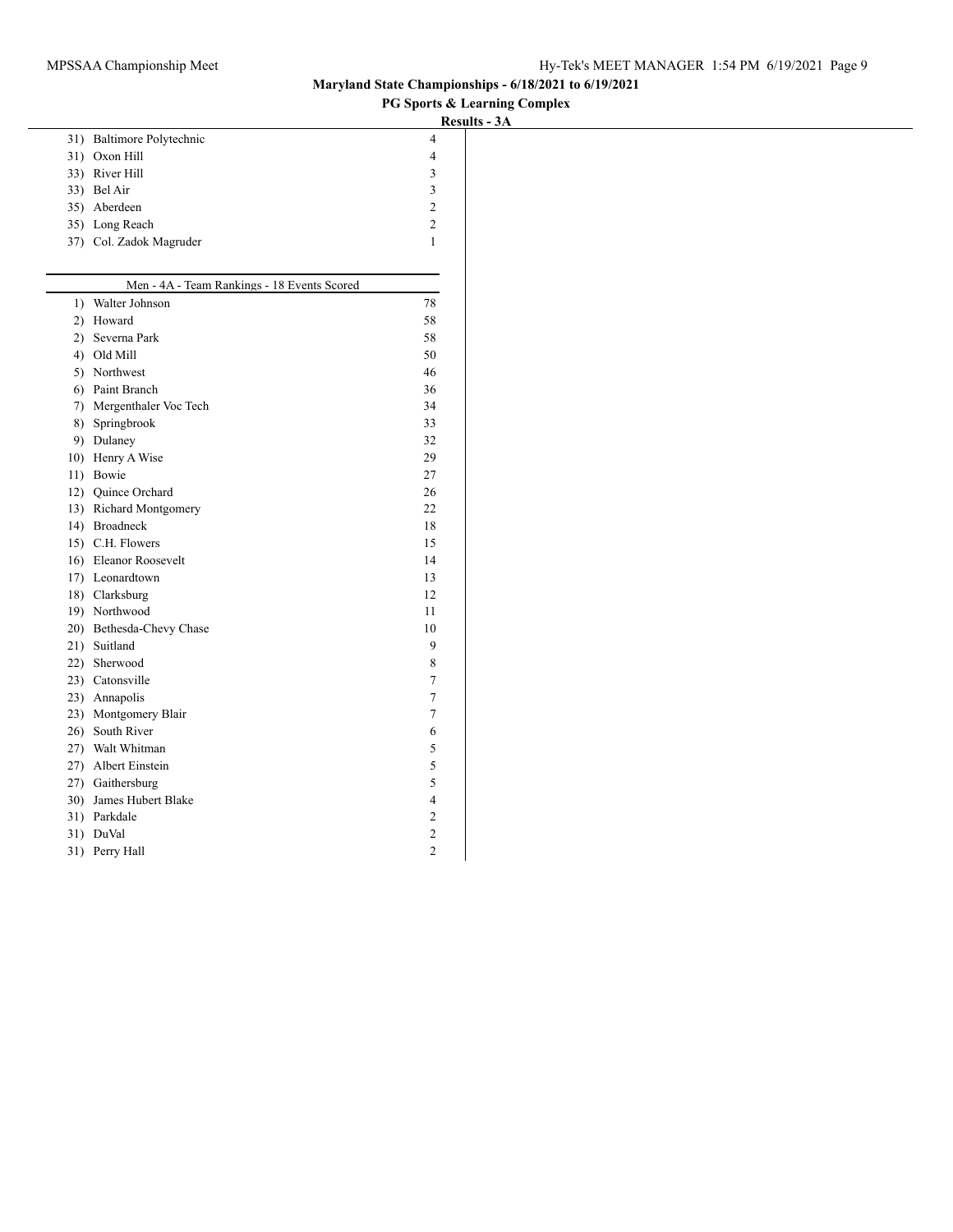**Maryland State Championships - 6/18/2021 to 6/19/2021**

**PG Sports & Learning Complex**

**Results - 3A**

| | | |
|---|---|---|
| 31) | Baltimore Polytechnic | 4 |
| 31) | Oxon Hill | 4 |
| 33) | River Hill | 3 |
| 33) | Bel Air | 3 |
| 35) | Aberdeen | 2 |
| 35) | Long Reach | 2 |
| 37) | Col. Zadok Magruder | 1 |

**Men - 4A - Team Rankings - 18 Events Scored**

| | | |
|---|---|---|
| 1) | Walter Johnson | 78 |
| 2) | Howard | 58 |
| 2) | Severna Park | 58 |
| 4) | Old Mill | 50 |
| 5) | Northwest | 46 |
| 6) | Paint Branch | 36 |
| 7) | Mergenthaler Voc Tech | 34 |
| 8) | Springbrook | 33 |
| 9) | Dulaney | 32 |
| 10) | Henry A Wise | 29 |
| 11) | Bowie | 27 |
| 12) | Quince Orchard | 26 |
| 13) | Richard Montgomery | 22 |
| 14) | Broadneck | 18 |
| 15) | C.H. Flowers | 15 |
| 16) | Eleanor Roosevelt | 14 |
| 17) | Leonardtown | 13 |
| 18) | Clarksburg | 12 |
| 19) | Northwood | 11 |
| 20) | Bethesda-Chevy Chase | 10 |
| 21) | Suitland | 9 |
| 22) | Sherwood | 8 |
| 23) | Catonsville | 7 |
| 23) | Annapolis | 7 |
| 23) | Montgomery Blair | 7 |
| 26) | South River | 6 |
| 27) | Walt Whitman | 5 |
| 27) | Albert Einstein | 5 |
| 27) | Gaithersburg | 5 |
| 30) | James Hubert Blake | 4 |
| 31) | Parkdale | 2 |
| 31) | DuVal | 2 |
| 31) | Perry Hall | 2 |